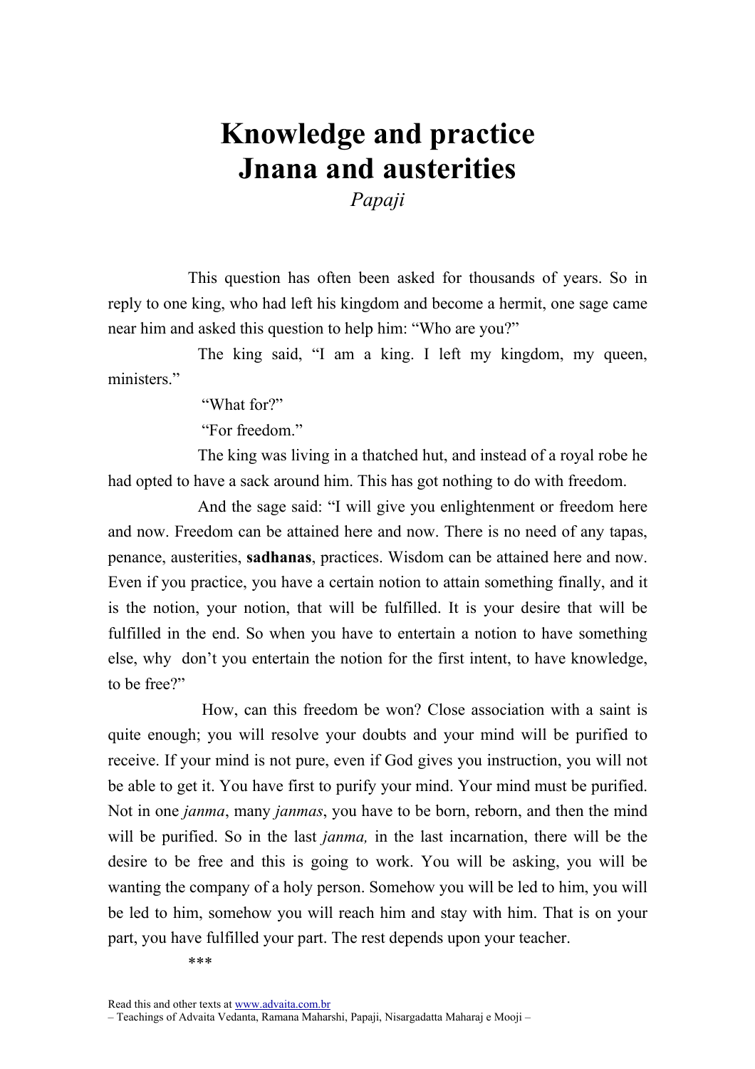# Knowledge and practice
# Jnana and austerities

*Papaji*

This question has often been asked for thousands of years. So in reply to one king, who had left his kingdom and become a hermit, one sage came near him and asked this question to help him: "Who are you?"

The king said, "I am a king. I left my kingdom, my queen, ministers."

"What for?"

"For freedom."

The king was living in a thatched hut, and instead of a royal robe he had opted to have a sack around him. This has got nothing to do with freedom.

And the sage said: "I will give you enlightenment or freedom here and now. Freedom can be attained here and now. There is no need of any tapas, penance, austerities, **sadhanas**, practices. Wisdom can be attained here and now. Even if you practice, you have a certain notion to attain something finally, and it is the notion, your notion, that will be fulfilled. It is your desire that will be fulfilled in the end. So when you have to entertain a notion to have something else, why don't you entertain the notion for the first intent, to have knowledge, to be free?"

How, can this freedom be won? Close association with a saint is quite enough; you will resolve your doubts and your mind will be purified to receive. If your mind is not pure, even if God gives you instruction, you will not be able to get it. You have first to purify your mind. Your mind must be purified. Not in one *janma*, many *janmas*, you have to be born, reborn, and then the mind will be purified. So in the last *janma,* in the last incarnation, there will be the desire to be free and this is going to work. You will be asking, you will be wanting the company of a holy person. Somehow you will be led to him, you will be led to him, somehow you will reach him and stay with him. That is on your part, you have fulfilled your part. The rest depends upon your teacher.

\*\*\*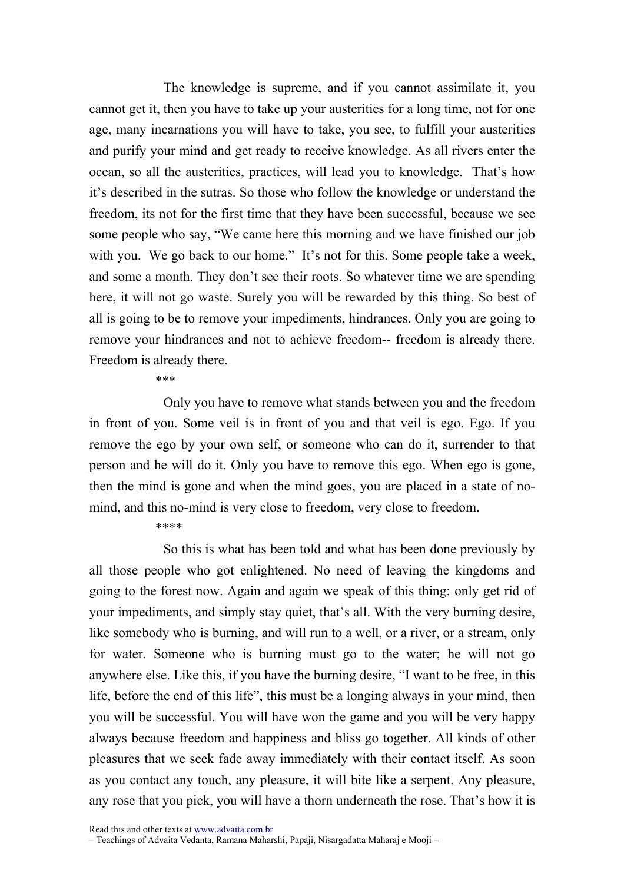The knowledge is supreme, and if you cannot assimilate it, you cannot get it, then you have to take up your austerities for a long time, not for one age, many incarnations you will have to take, you see, to fulfill your austerities and purify your mind and get ready to receive knowledge. As all rivers enter the ocean, so all the austerities, practices, will lead you to knowledge. That's how it's described in the sutras. So those who follow the knowledge or understand the freedom, its not for the first time that they have been successful, because we see some people who say, "We came here this morning and we have finished our job with you. We go back to our home." It's not for this. Some people take a week, and some a month. They don't see their roots. So whatever time we are spending here, it will not go waste. Surely you will be rewarded by this thing. So best of all is going to be to remove your impediments, hindrances. Only you are going to remove your hindrances and not to achieve freedom-- freedom is already there. Freedom is already there.

***

Only you have to remove what stands between you and the freedom in front of you. Some veil is in front of you and that veil is ego. Ego. If you remove the ego by your own self, or someone who can do it, surrender to that person and he will do it. Only you have to remove this ego. When ego is gone, then the mind is gone and when the mind goes, you are placed in a state of no-mind, and this no-mind is very close to freedom, very close to freedom.

****

So this is what has been told and what has been done previously by all those people who got enlightened. No need of leaving the kingdoms and going to the forest now. Again and again we speak of this thing: only get rid of your impediments, and simply stay quiet, that's all. With the very burning desire, like somebody who is burning, and will run to a well, or a river, or a stream, only for water. Someone who is burning must go to the water; he will not go anywhere else. Like this, if you have the burning desire, "I want to be free, in this life, before the end of this life", this must be a longing always in your mind, then you will be successful. You will have won the game and you will be very happy always because freedom and happiness and bliss go together. All kinds of other pleasures that we seek fade away immediately with their contact itself. As soon as you contact any touch, any pleasure, it will bite like a serpent. Any pleasure, any rose that you pick, you will have a thorn underneath the rose. That's how it is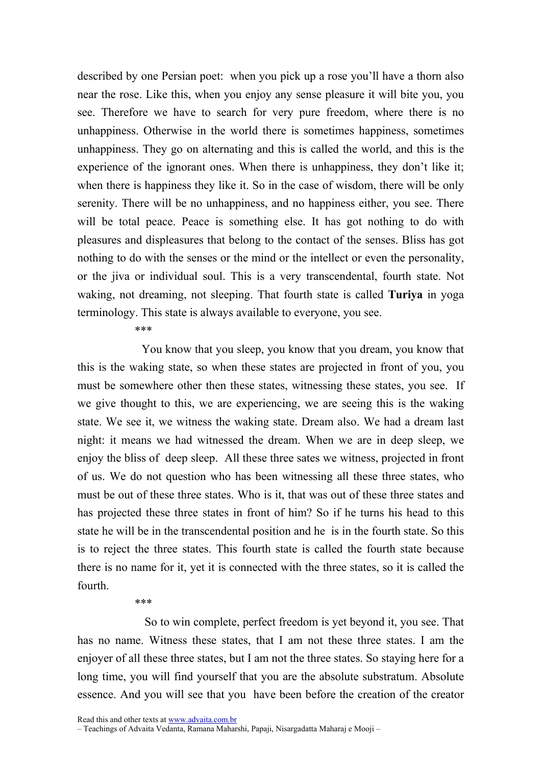described by one Persian poet: when you pick up a rose you'll have a thorn also near the rose. Like this, when you enjoy any sense pleasure it will bite you, you see. Therefore we have to search for very pure freedom, where there is no unhappiness. Otherwise in the world there is sometimes happiness, sometimes unhappiness. They go on alternating and this is called the world, and this is the experience of the ignorant ones. When there is unhappiness, they don't like it; when there is happiness they like it. So in the case of wisdom, there will be only serenity. There will be no unhappiness, and no happiness either, you see. There will be total peace. Peace is something else. It has got nothing to do with pleasures and displeasures that belong to the contact of the senses. Bliss has got nothing to do with the senses or the mind or the intellect or even the personality, or the jiva or individual soul. This is a very transcendental, fourth state. Not waking, not dreaming, not sleeping. That fourth state is called **Turiya** in yoga terminology. This state is always available to everyone, you see.

***

You know that you sleep, you know that you dream, you know that this is the waking state, so when these states are projected in front of you, you must be somewhere other then these states, witnessing these states, you see. If we give thought to this, we are experiencing, we are seeing this is the waking state. We see it, we witness the waking state. Dream also. We had a dream last night: it means we had witnessed the dream. When we are in deep sleep, we enjoy the bliss of deep sleep. All these three sates we witness, projected in front of us. We do not question who has been witnessing all these three states, who must be out of these three states. Who is it, that was out of these three states and has projected these three states in front of him? So if he turns his head to this state he will be in the transcendental position and he is in the fourth state. So this is to reject the three states. This fourth state is called the fourth state because there is no name for it, yet it is connected with the three states, so it is called the fourth.

***

So to win complete, perfect freedom is yet beyond it, you see. That has no name. Witness these states, that I am not these three states. I am the enjoyer of all these three states, but I am not the three states. So staying here for a long time, you will find yourself that you are the absolute substratum. Absolute essence. And you will see that you have been before the creation of the creator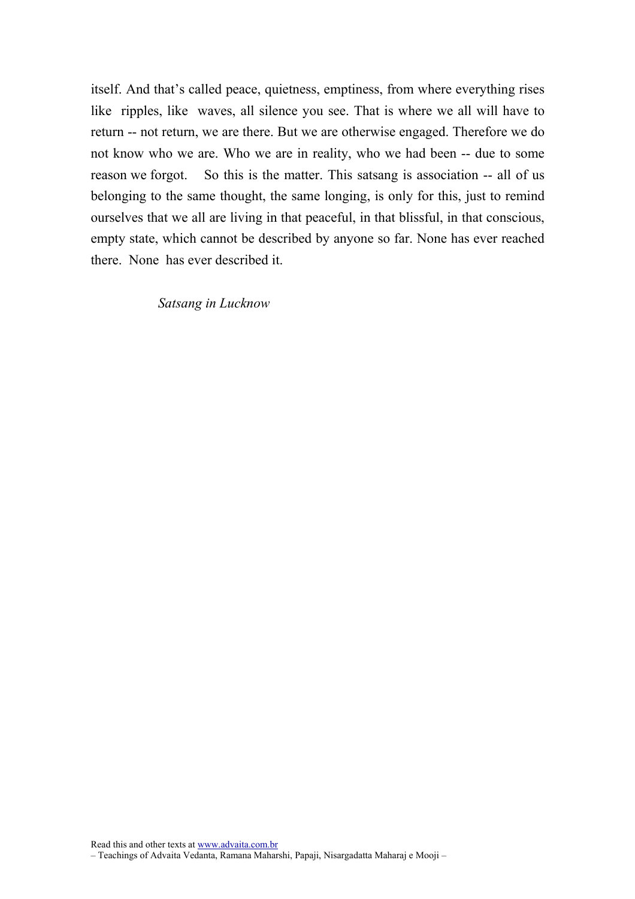itself. And that's called peace, quietness, emptiness, from where everything rises like ripples, like waves, all silence you see. That is where we all will have to return -- not return, we are there. But we are otherwise engaged. Therefore we do not know who we are. Who we are in reality, who we had been -- due to some reason we forgot. So this is the matter. This satsang is association -- all of us belonging to the same thought, the same longing, is only for this, just to remind ourselves that we all are living in that peaceful, in that blissful, in that conscious, empty state, which cannot be described by anyone so far. None has ever reached there. None has ever described it.

*Satsang in Lucknow*